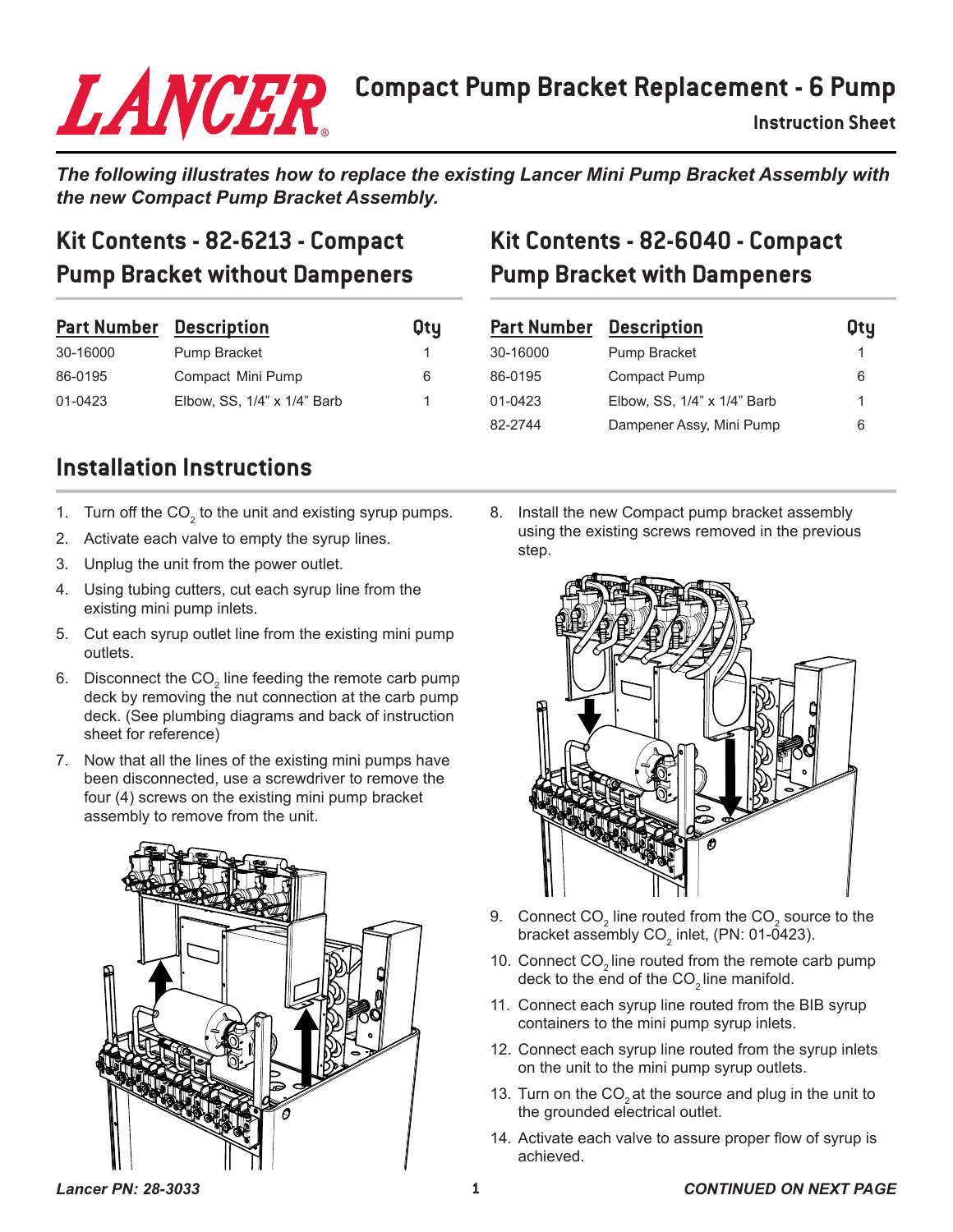# Compact Pump Bracket Replacement - 6 Pump

**Instruction Sheet**

***The following illustrates how to replace the existing Lancer Mini Pump Bracket Assembly with the new Compact Pump Bracket Assembly.***

## Kit Contents - 82-6213 - Compact Pump Bracket without Dampeners

| Part Number | Description | Qty |
|---|---|---|
| 30-16000 | Pump Bracket | 1 |
| 86-0195 | Compact Mini Pump | 6 |
| 01-0423 | Elbow, SS, 1/4" x 1/4" Barb | 1 |

## Kit Contents - 82-6040 - Compact Pump Bracket with Dampeners

| Part Number | Description | Qty |
|---|---|---|
| 30-16000 | Pump Bracket | 1 |
| 86-0195 | Compact Pump | 6 |
| 01-0423 | Elbow, SS, 1/4" x 1/4" Barb | 1 |
| 82-2744 | Dampener Assy, Mini Pump | 6 |

## Installation Instructions

1. Turn off the $CO_2$ to the unit and existing syrup pumps.
2. Activate each valve to empty the syrup lines.
3. Unplug the unit from the power outlet.
4. Using tubing cutters, cut each syrup line from the existing mini pump inlets.
5. Cut each syrup outlet line from the existing mini pump outlets.
6. Disconnect the $CO_2$ line feeding the remote carb pump deck by removing the nut connection at the carb pump deck. (See plumbing diagrams and back of instruction sheet for reference)
7. Now that all the lines of the existing mini pumps have been disconnected, use a screwdriver to remove the four (4) screws on the existing mini pump bracket assembly to remove from the unit.
8. Install the new Compact pump bracket assembly using the existing screws removed in the previous step.
9. Connect $CO_2$ line routed from the $CO_2$ source to the bracket assembly $CO_2$ inlet, (PN: 01-0423).
10. Connect $CO_2$ line routed from the remote carb pump deck to the end of the $CO_2$ line manifold.
11. Connect each syrup line routed from the BIB syrup containers to the mini pump syrup inlets.
12. Connect each syrup line routed from the syrup inlets on the unit to the mini pump syrup outlets.
13. Turn on the $CO_2$ at the source and plug in the unit to the grounded electrical outlet.
14. Activate each valve to assure proper flow of syrup is achieved.

*Lancer PN: 28-3033*

**CONTINUED ON NEXT PAGE**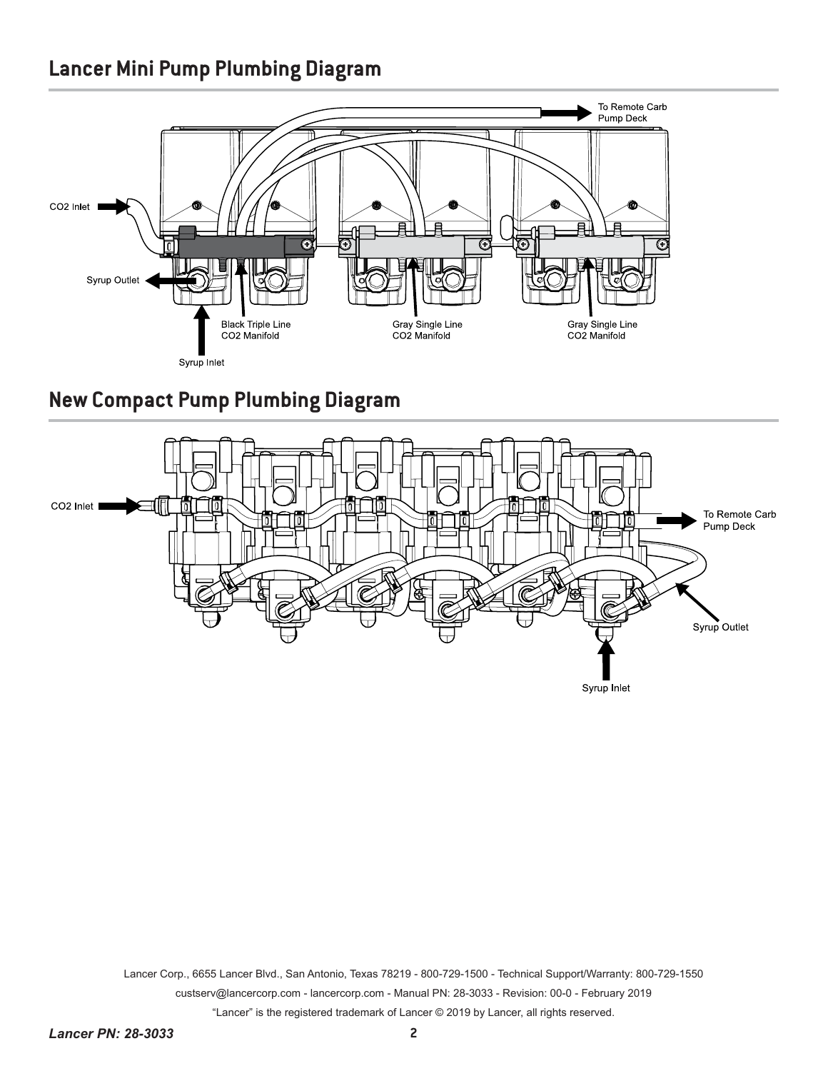## Lancer Mini Pump Plumbing Diagram

To Remote Carb Pump Deck

CO2 Inlet

Syrup Outlet

Black Triple Line CO2 Manifold

Gray Single Line CO2 Manifold

Gray Single Line CO2 Manifold

Syrup Inlet

## New Compact Pump Plumbing Diagram

CO2 Inlet

To Remote Carb Pump Deck

Syrup Outlet

Syrup Inlet

Lancer Corp., 6655 Lancer Blvd., San Antonio, Texas 78219 - 800-729-1500 - Technical Support/Warranty: 800-729-1550

custserv@lancercorp.com - lancercorp.com - Manual PN: 28-3033 - Revision: 00-0 - February 2019

“Lancer” is the registered trademark of Lancer © 2019 by Lancer, all rights reserved.